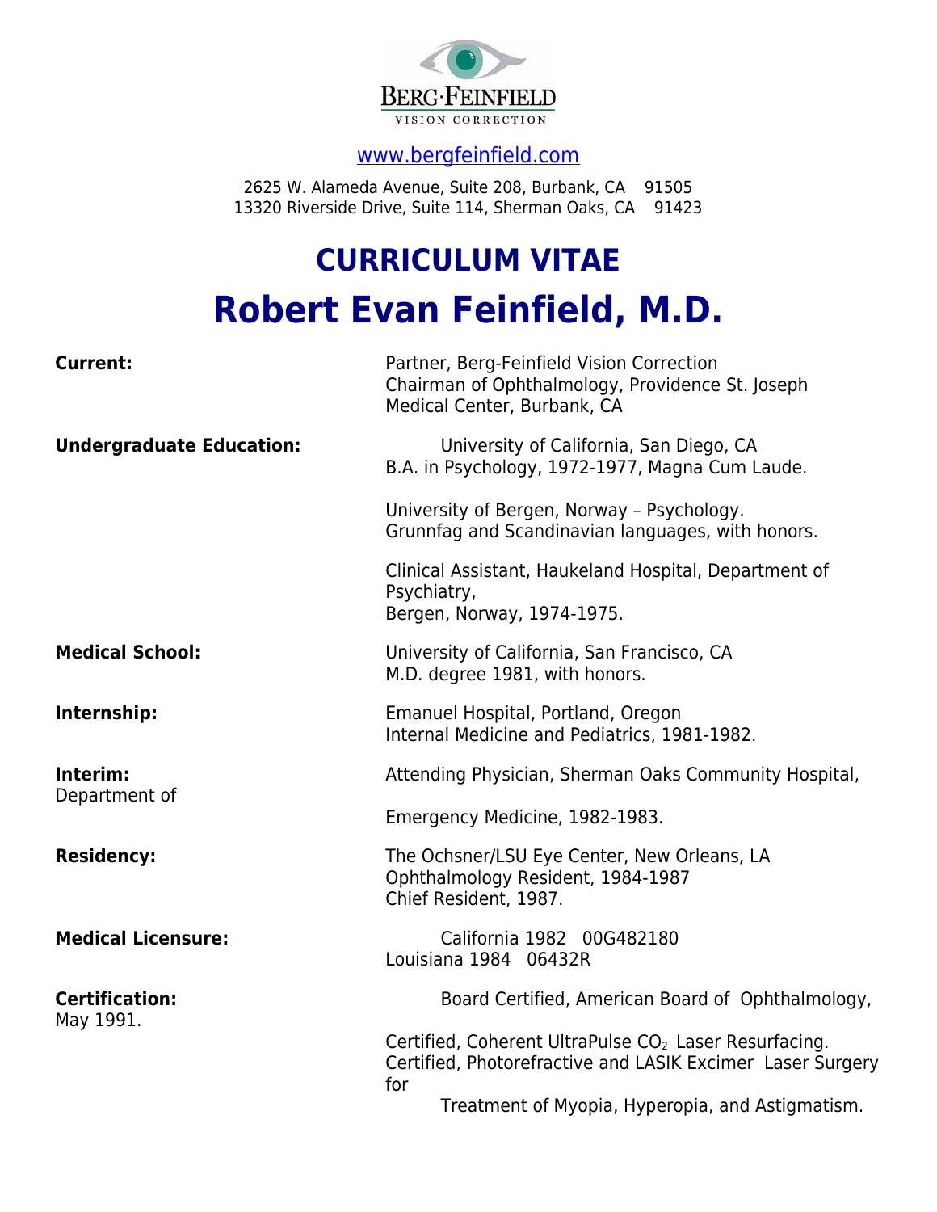BERG·FEINFIELD
VISION CORRECTION

www.bergfeinfield.com

2625 W. Alameda Avenue, Suite 208, Burbank, CA 91505
13320 Riverside Drive, Suite 114, Sherman Oaks, CA 91423

# CURRICULUM VITAE

# Robert Evan Feinfield, M.D.

**Current:**
Partner, Berg-Feinfield Vision Correction
Chairman of Ophthalmology, Providence St. Joseph Medical Center, Burbank, CA

**Undergraduate Education:**
University of California, San Diego, CA
B.A. in Psychology, 1972-1977, Magna Cum Laude.

University of Bergen, Norway – Psychology.
Grunnfag and Scandinavian languages, with honors.

Clinical Assistant, Haukeland Hospital, Department of Psychiatry,
Bergen, Norway, 1974-1975.

**Medical School:**
University of California, San Francisco, CA
M.D. degree 1981, with honors.

**Internship:**
Emanuel Hospital, Portland, Oregon
Internal Medicine and Pediatrics, 1981-1982.

**Interim:**
Attending Physician, Sherman Oaks Community Hospital, Department of Emergency Medicine, 1982-1983.

**Residency:**
The Ochsner/LSU Eye Center, New Orleans, LA
Ophthalmology Resident, 1984-1987
Chief Resident, 1987.

**Medical Licensure:**
California 1982 00G482180
Louisiana 1984 06432R

**Certification:**
Board Certified, American Board of Ophthalmology, May 1991.

Certified, Coherent UltraPulse $CO_2$ Laser Resurfacing.
Certified, Photorefractive and LASIK Excimer Laser Surgery for Treatment of Myopia, Hyperopia, and Astigmatism.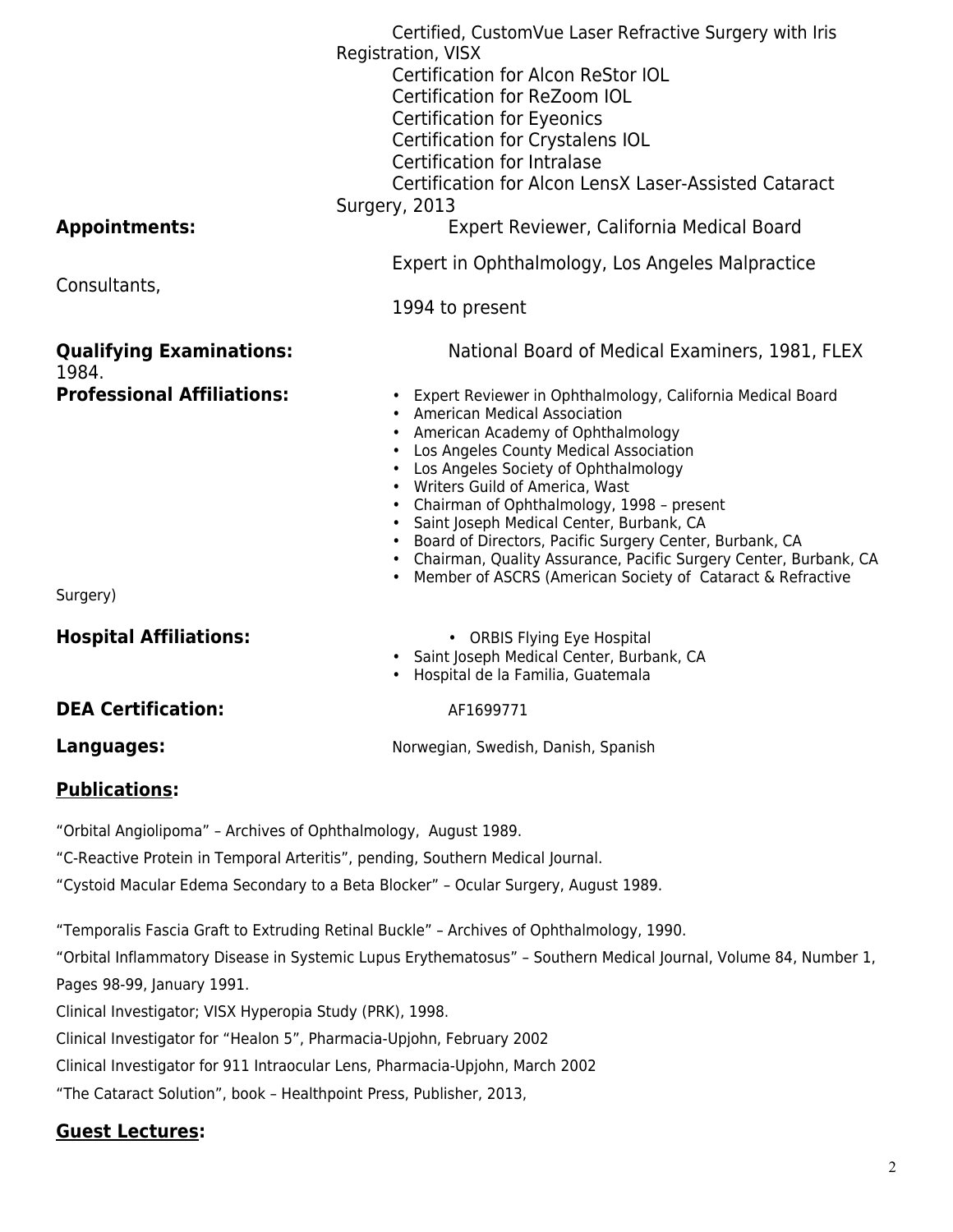Certified, CustomVue Laser Refractive Surgery with Iris Registration, VISX
Certification for Alcon ReStor IOL
Certification for ReZoom IOL
Certification for Eyeonics
Certification for Crystalens IOL
Certification for Intralase
Certification for Alcon LensX Laser-Assisted Cataract Surgery, 2013

**Appointments:** Expert Reviewer, California Medical Board

Expert in Ophthalmology, Los Angeles Malpractice Consultants,

1994 to present

**Qualifying Examinations:** National Board of Medical Examiners, 1981, FLEX 1984.

**Professional Affiliations:**

- Expert Reviewer in Ophthalmology, California Medical Board
- American Medical Association
- American Academy of Ophthalmology
- Los Angeles County Medical Association
- Los Angeles Society of Ophthalmology
- Writers Guild of America, Wast
- Chairman of Ophthalmology, 1998 – present
- Saint Joseph Medical Center, Burbank, CA
- Board of Directors, Pacific Surgery Center, Burbank, CA
- Chairman, Quality Assurance, Pacific Surgery Center, Burbank, CA
- Member of ASCRS (American Society of Cataract & Refractive Surgery)

**Hospital Affiliations:**

- ORBIS Flying Eye Hospital
- Saint Joseph Medical Center, Burbank, CA
- Hospital de la Familia, Guatemala

**DEA Certification:** AF1699771

**Languages:** Norwegian, Swedish, Danish, Spanish

## Publications:

"Orbital Angiolipoma" – Archives of Ophthalmology, August 1989.

"C-Reactive Protein in Temporal Arteritis", pending, Southern Medical Journal.

"Cystoid Macular Edema Secondary to a Beta Blocker" – Ocular Surgery, August 1989.

"Temporalis Fascia Graft to Extruding Retinal Buckle" – Archives of Ophthalmology, 1990.

"Orbital Inflammatory Disease in Systemic Lupus Erythematosus" – Southern Medical Journal, Volume 84, Number 1, Pages 98-99, January 1991.

Clinical Investigator; VISX Hyperopia Study (PRK), 1998.

Clinical Investigator for "Healon 5", Pharmacia-Upjohn, February 2002

Clinical Investigator for 911 Intraocular Lens, Pharmacia-Upjohn, March 2002

"The Cataract Solution", book – Healthpoint Press, Publisher, 2013,

## Guest Lectures: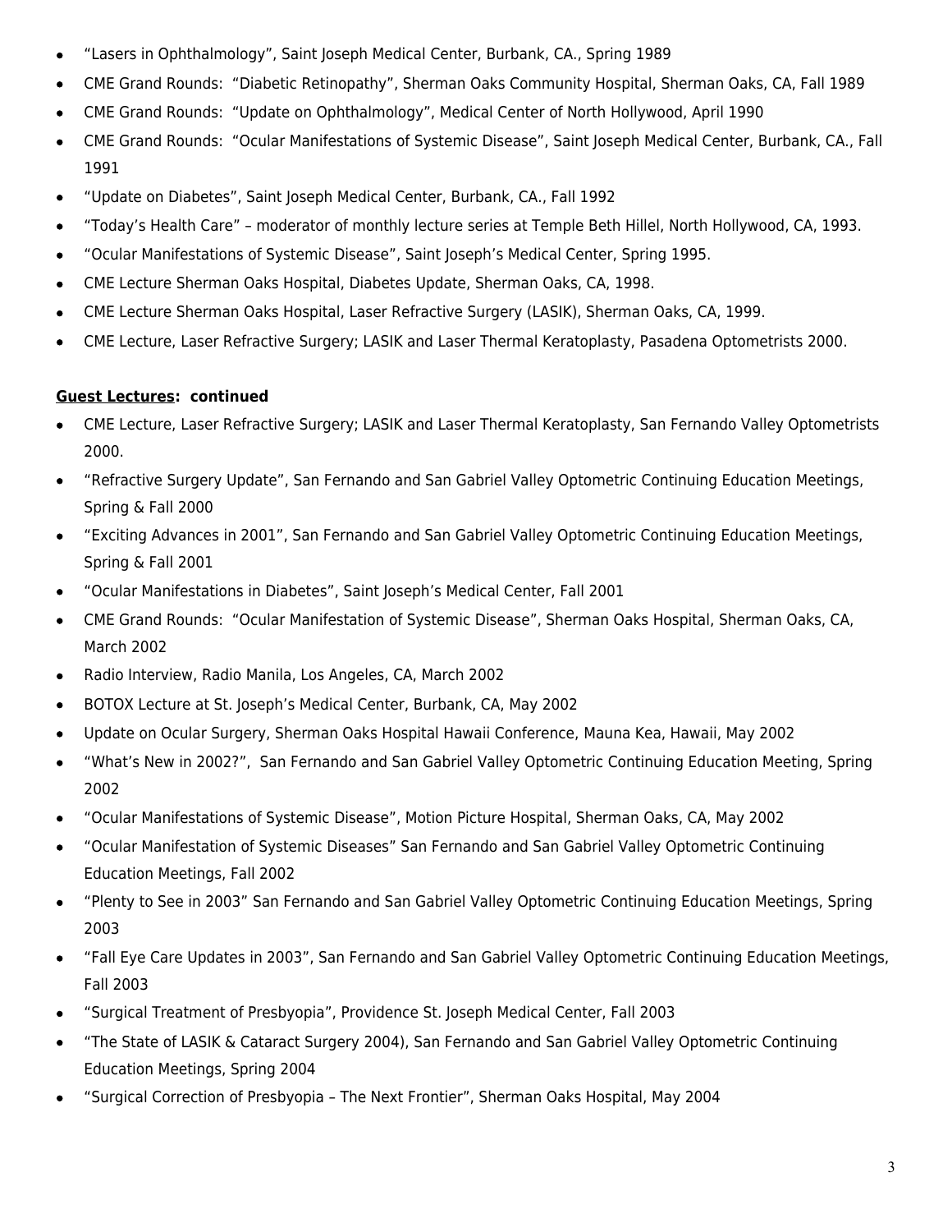- "Lasers in Ophthalmology", Saint Joseph Medical Center, Burbank, CA., Spring 1989
- CME Grand Rounds: "Diabetic Retinopathy", Sherman Oaks Community Hospital, Sherman Oaks, CA, Fall 1989
- CME Grand Rounds: "Update on Ophthalmology", Medical Center of North Hollywood, April 1990
- CME Grand Rounds: "Ocular Manifestations of Systemic Disease", Saint Joseph Medical Center, Burbank, CA., Fall 1991
- "Update on Diabetes", Saint Joseph Medical Center, Burbank, CA., Fall 1992
- "Today's Health Care" – moderator of monthly lecture series at Temple Beth Hillel, North Hollywood, CA, 1993.
- "Ocular Manifestations of Systemic Disease", Saint Joseph's Medical Center, Spring 1995.
- CME Lecture Sherman Oaks Hospital, Diabetes Update, Sherman Oaks, CA, 1998.
- CME Lecture Sherman Oaks Hospital, Laser Refractive Surgery (LASIK), Sherman Oaks, CA, 1999.
- CME Lecture, Laser Refractive Surgery; LASIK and Laser Thermal Keratoplasty, Pasadena Optometrists 2000.

**Guest Lectures: continued**

- CME Lecture, Laser Refractive Surgery; LASIK and Laser Thermal Keratoplasty, San Fernando Valley Optometrists 2000.
- "Refractive Surgery Update", San Fernando and San Gabriel Valley Optometric Continuing Education Meetings, Spring & Fall 2000
- "Exciting Advances in 2001", San Fernando and San Gabriel Valley Optometric Continuing Education Meetings, Spring & Fall 2001
- "Ocular Manifestations in Diabetes", Saint Joseph's Medical Center, Fall 2001
- CME Grand Rounds: "Ocular Manifestation of Systemic Disease", Sherman Oaks Hospital, Sherman Oaks, CA, March 2002
- Radio Interview, Radio Manila, Los Angeles, CA, March 2002
- BOTOX Lecture at St. Joseph's Medical Center, Burbank, CA, May 2002
- Update on Ocular Surgery, Sherman Oaks Hospital Hawaii Conference, Mauna Kea, Hawaii, May 2002
- "What's New in 2002?", San Fernando and San Gabriel Valley Optometric Continuing Education Meeting, Spring 2002
- "Ocular Manifestations of Systemic Disease", Motion Picture Hospital, Sherman Oaks, CA, May 2002
- "Ocular Manifestation of Systemic Diseases" San Fernando and San Gabriel Valley Optometric Continuing Education Meetings, Fall 2002
- "Plenty to See in 2003" San Fernando and San Gabriel Valley Optometric Continuing Education Meetings, Spring 2003
- "Fall Eye Care Updates in 2003", San Fernando and San Gabriel Valley Optometric Continuing Education Meetings, Fall 2003
- "Surgical Treatment of Presbyopia", Providence St. Joseph Medical Center, Fall 2003
- "The State of LASIK & Cataract Surgery 2004), San Fernando and San Gabriel Valley Optometric Continuing Education Meetings, Spring 2004
- "Surgical Correction of Presbyopia – The Next Frontier", Sherman Oaks Hospital, May 2004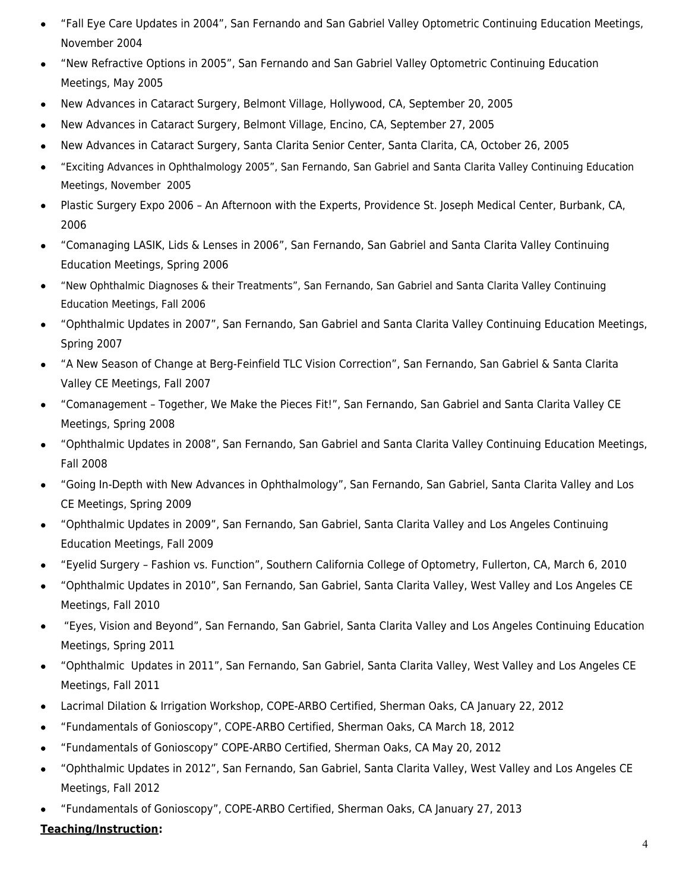- “Fall Eye Care Updates in 2004”, San Fernando and San Gabriel Valley Optometric Continuing Education Meetings, November 2004
- “New Refractive Options in 2005”, San Fernando and San Gabriel Valley Optometric Continuing Education Meetings, May 2005
- New Advances in Cataract Surgery, Belmont Village, Hollywood, CA, September 20, 2005
- New Advances in Cataract Surgery, Belmont Village, Encino, CA, September 27, 2005
- New Advances in Cataract Surgery, Santa Clarita Senior Center, Santa Clarita, CA, October 26, 2005
- “Exciting Advances in Ophthalmology 2005”, San Fernando, San Gabriel and Santa Clarita Valley Continuing Education Meetings, November 2005
- Plastic Surgery Expo 2006 – An Afternoon with the Experts, Providence St. Joseph Medical Center, Burbank, CA, 2006
- “Comanaging LASIK, Lids & Lenses in 2006”, San Fernando, San Gabriel and Santa Clarita Valley Continuing Education Meetings, Spring 2006
- “New Ophthalmic Diagnoses & their Treatments”, San Fernando, San Gabriel and Santa Clarita Valley Continuing Education Meetings, Fall 2006
- “Ophthalmic Updates in 2007”, San Fernando, San Gabriel and Santa Clarita Valley Continuing Education Meetings, Spring 2007
- “A New Season of Change at Berg-Feinfield TLC Vision Correction”, San Fernando, San Gabriel & Santa Clarita Valley CE Meetings, Fall 2007
- “Comanagement – Together, We Make the Pieces Fit!”, San Fernando, San Gabriel and Santa Clarita Valley CE Meetings, Spring 2008
- “Ophthalmic Updates in 2008”, San Fernando, San Gabriel and Santa Clarita Valley Continuing Education Meetings, Fall 2008
- “Going In-Depth with New Advances in Ophthalmology”, San Fernando, San Gabriel, Santa Clarita Valley and Los CE Meetings, Spring 2009
- “Ophthalmic Updates in 2009”, San Fernando, San Gabriel, Santa Clarita Valley and Los Angeles Continuing Education Meetings, Fall 2009
- “Eyelid Surgery – Fashion vs. Function”, Southern California College of Optometry, Fullerton, CA, March 6, 2010
- “Ophthalmic Updates in 2010”, San Fernando, San Gabriel, Santa Clarita Valley, West Valley and Los Angeles CE Meetings, Fall 2010
- “Eyes, Vision and Beyond”, San Fernando, San Gabriel, Santa Clarita Valley and Los Angeles Continuing Education Meetings, Spring 2011
- “Ophthalmic Updates in 2011”, San Fernando, San Gabriel, Santa Clarita Valley, West Valley and Los Angeles CE Meetings, Fall 2011
- Lacrimal Dilation & Irrigation Workshop, COPE-ARBO Certified, Sherman Oaks, CA January 22, 2012
- “Fundamentals of Gonioscopy”, COPE-ARBO Certified, Sherman Oaks, CA March 18, 2012
- “Fundamentals of Gonioscopy” COPE-ARBO Certified, Sherman Oaks, CA May 20, 2012
- “Ophthalmic Updates in 2012”, San Fernando, San Gabriel, Santa Clarita Valley, West Valley and Los Angeles CE Meetings, Fall 2012
- “Fundamentals of Gonioscopy”, COPE-ARBO Certified, Sherman Oaks, CA January 27, 2013

**<u>Teaching/Instruction</u>:**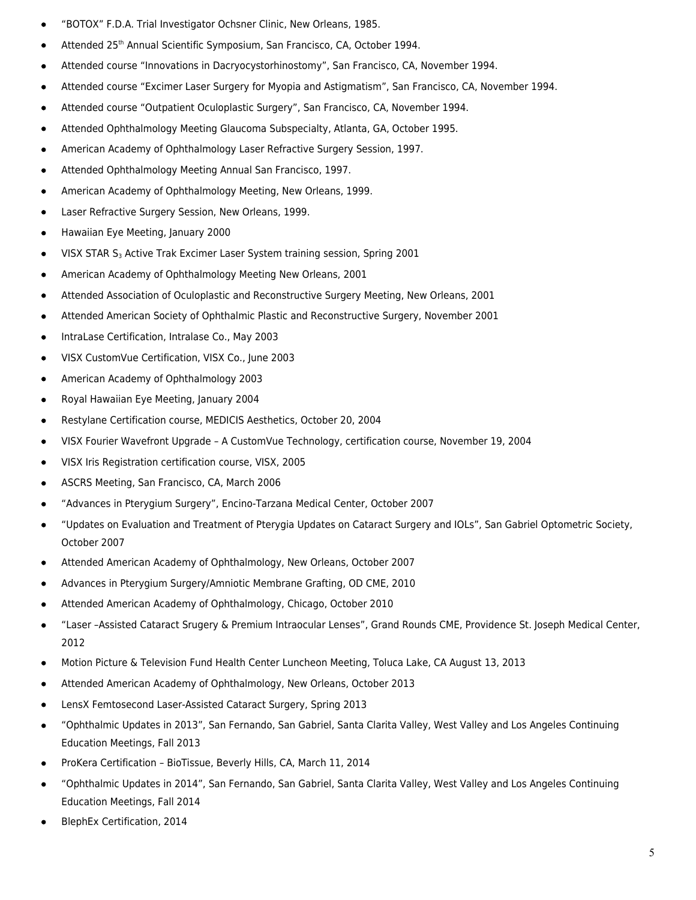- "BOTOX" F.D.A. Trial Investigator Ochsner Clinic, New Orleans, 1985.
- Attended 25th Annual Scientific Symposium, San Francisco, CA, October 1994.
- Attended course "Innovations in Dacryocystorhinostomy", San Francisco, CA, November 1994.
- Attended course "Excimer Laser Surgery for Myopia and Astigmatism", San Francisco, CA, November 1994.
- Attended course "Outpatient Oculoplastic Surgery", San Francisco, CA, November 1994.
- Attended Ophthalmology Meeting Glaucoma Subspecialty, Atlanta, GA, October 1995.
- American Academy of Ophthalmology Laser Refractive Surgery Session, 1997.
- Attended Ophthalmology Meeting Annual San Francisco, 1997.
- American Academy of Ophthalmology Meeting, New Orleans, 1999.
- Laser Refractive Surgery Session, New Orleans, 1999.
- Hawaiian Eye Meeting, January 2000
- VISX STAR $S_3$ Active Trak Excimer Laser System training session, Spring 2001
- American Academy of Ophthalmology Meeting New Orleans, 2001
- Attended Association of Oculoplastic and Reconstructive Surgery Meeting, New Orleans, 2001
- Attended American Society of Ophthalmic Plastic and Reconstructive Surgery, November 2001
- IntraLase Certification, Intralase Co., May 2003
- VISX CustomVue Certification, VISX Co., June 2003
- American Academy of Ophthalmology 2003
- Royal Hawaiian Eye Meeting, January 2004
- Restylane Certification course, MEDICIS Aesthetics, October 20, 2004
- VISX Fourier Wavefront Upgrade – A CustomVue Technology, certification course, November 19, 2004
- VISX Iris Registration certification course, VISX, 2005
- ASCRS Meeting, San Francisco, CA, March 2006
- "Advances in Pterygium Surgery", Encino-Tarzana Medical Center, October 2007
- "Updates on Evaluation and Treatment of Pterygia Updates on Cataract Surgery and IOLs", San Gabriel Optometric Society, October 2007
- Attended American Academy of Ophthalmology, New Orleans, October 2007
- Advances in Pterygium Surgery/Amniotic Membrane Grafting, OD CME, 2010
- Attended American Academy of Ophthalmology, Chicago, October 2010
- "Laser –Assisted Cataract Srugery & Premium Intraocular Lenses", Grand Rounds CME, Providence St. Joseph Medical Center, 2012
- Motion Picture & Television Fund Health Center Luncheon Meeting, Toluca Lake, CA August 13, 2013
- Attended American Academy of Ophthalmology, New Orleans, October 2013
- LensX Femtosecond Laser-Assisted Cataract Surgery, Spring 2013
- "Ophthalmic Updates in 2013", San Fernando, San Gabriel, Santa Clarita Valley, West Valley and Los Angeles Continuing Education Meetings, Fall 2013
- ProKera Certification – BioTissue, Beverly Hills, CA, March 11, 2014
- "Ophthalmic Updates in 2014", San Fernando, San Gabriel, Santa Clarita Valley, West Valley and Los Angeles Continuing Education Meetings, Fall 2014
- BlephEx Certification, 2014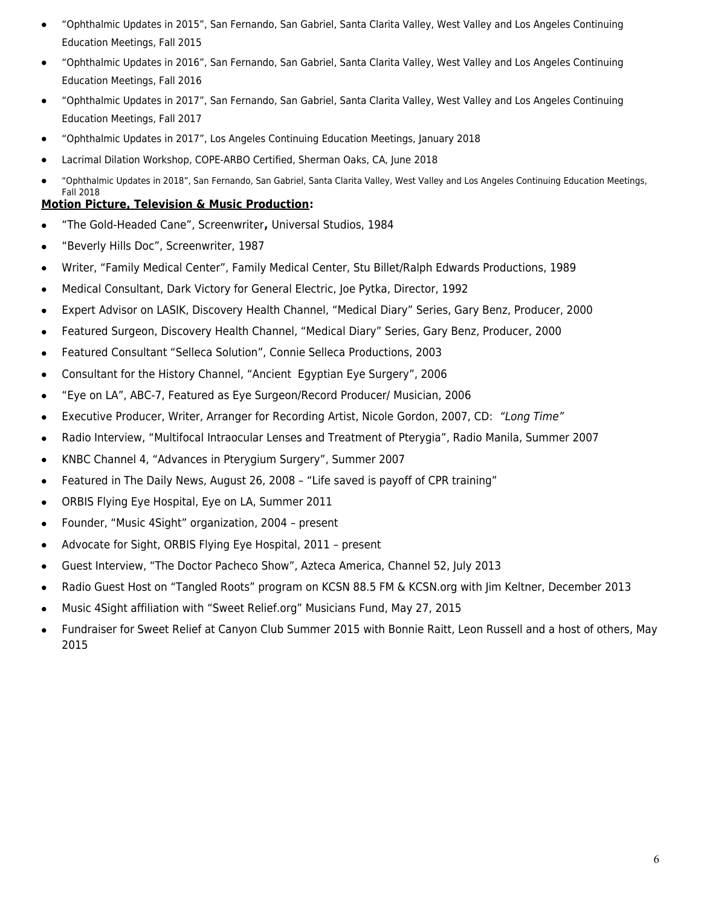- "Ophthalmic Updates in 2015", San Fernando, San Gabriel, Santa Clarita Valley, West Valley and Los Angeles Continuing Education Meetings, Fall 2015
- "Ophthalmic Updates in 2016", San Fernando, San Gabriel, Santa Clarita Valley, West Valley and Los Angeles Continuing Education Meetings, Fall 2016
- "Ophthalmic Updates in 2017", San Fernando, San Gabriel, Santa Clarita Valley, West Valley and Los Angeles Continuing Education Meetings, Fall 2017
- "Ophthalmic Updates in 2017", Los Angeles Continuing Education Meetings, January 2018
- Lacrimal Dilation Workshop, COPE-ARBO Certified, Sherman Oaks, CA, June 2018
- "Ophthalmic Updates in 2018", San Fernando, San Gabriel, Santa Clarita Valley, West Valley and Los Angeles Continuing Education Meetings, Fall 2018

**Motion Picture, Television & Music Production:**

- "The Gold-Headed Cane", Screenwriter**,** Universal Studios, 1984
- "Beverly Hills Doc", Screenwriter, 1987
- Writer, "Family Medical Center", Family Medical Center, Stu Billet/Ralph Edwards Productions, 1989
- Medical Consultant, Dark Victory for General Electric, Joe Pytka, Director, 1992
- Expert Advisor on LASIK, Discovery Health Channel, "Medical Diary" Series, Gary Benz, Producer, 2000
- Featured Surgeon, Discovery Health Channel, "Medical Diary" Series, Gary Benz, Producer, 2000
- Featured Consultant "Selleca Solution", Connie Selleca Productions, 2003
- Consultant for the History Channel, "Ancient Egyptian Eye Surgery", 2006
- "Eye on LA", ABC-7, Featured as Eye Surgeon/Record Producer/ Musician, 2006
- Executive Producer, Writer, Arranger for Recording Artist, Nicole Gordon, 2007, CD: *"Long Time"*
- Radio Interview, "Multifocal Intraocular Lenses and Treatment of Pterygia", Radio Manila, Summer 2007
- KNBC Channel 4, "Advances in Pterygium Surgery", Summer 2007
- Featured in The Daily News, August 26, 2008 – "Life saved is payoff of CPR training"
- ORBIS Flying Eye Hospital, Eye on LA, Summer 2011
- Founder, "Music 4Sight" organization, 2004 – present
- Advocate for Sight, ORBIS Flying Eye Hospital, 2011 – present
- Guest Interview, "The Doctor Pacheco Show", Azteca America, Channel 52, July 2013
- Radio Guest Host on "Tangled Roots" program on KCSN 88.5 FM & KCSN.org with Jim Keltner, December 2013
- Music 4Sight affiliation with "Sweet Relief.org" Musicians Fund, May 27, 2015
- Fundraiser for Sweet Relief at Canyon Club Summer 2015 with Bonnie Raitt, Leon Russell and a host of others, May 2015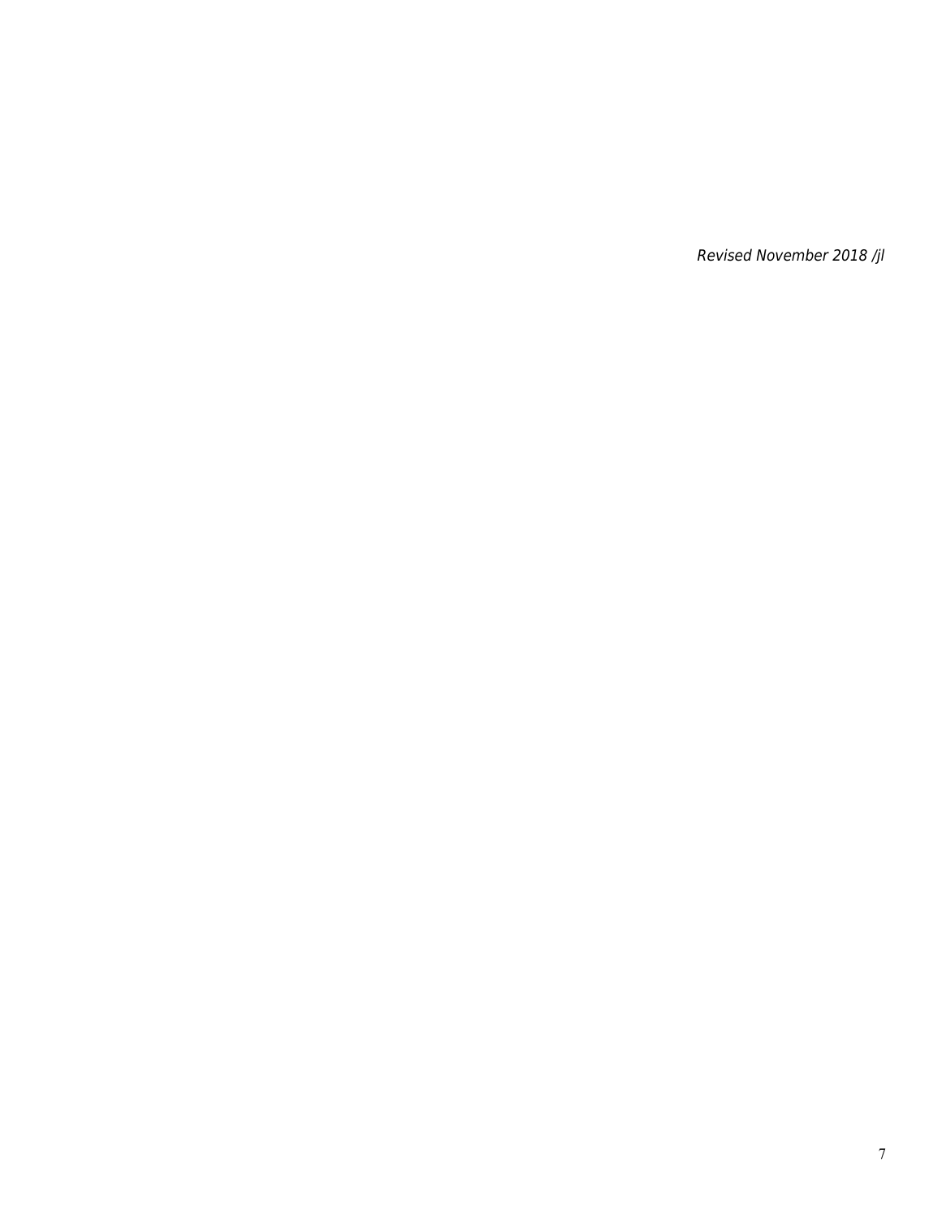*Revised November 2018 /jl*